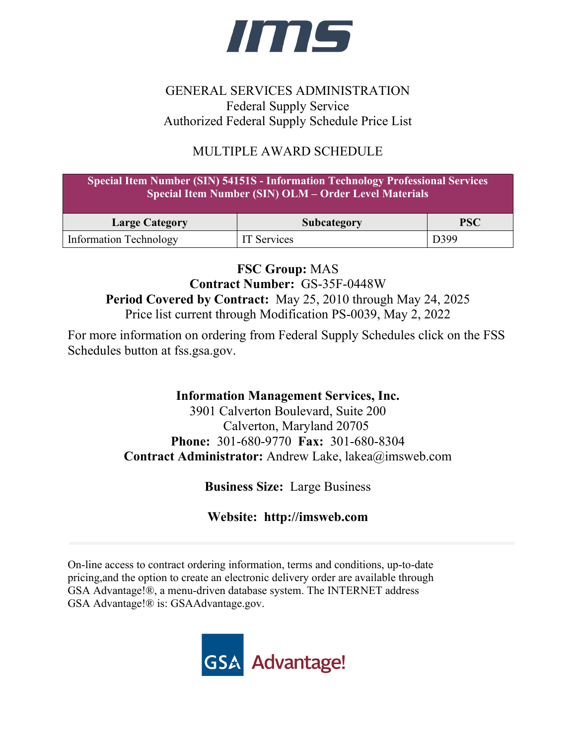# IMS

GENERAL SERVICES ADMINISTRATION
Federal Supply Service
Authorized Federal Supply Schedule Price List

MULTIPLE AWARD SCHEDULE

| Special Item Number (SIN) 54151S - Information Technology Professional Services<br>Special Item Number (SIN) OLM – Order Level Materials | | |
|---|---|---|
| **Large Category** | **Subcategory** | **PSC** |
| Information Technology | IT Services | D399 |

**FSC Group:** MAS
**Contract Number:** GS-35F-0448W
**Period Covered by Contract:** May 25, 2010 through May 24, 2025
Price list current through Modification PS-0039, May 2, 2022

For more information on ordering from Federal Supply Schedules click on the FSS Schedules button at fss.gsa.gov.

**Information Management Services, Inc.**
3901 Calverton Boulevard, Suite 200
Calverton, Maryland 20705
**Phone:** 301-680-9770 **Fax:** 301-680-8304
**Contract Administrator:** Andrew Lake, lakea@imsweb.com

**Business Size:** Large Business

**Website: http://imsweb.com**

---

On-line access to contract ordering information, terms and conditions, up-to-date pricing,and the option to create an electronic delivery order are available through GSA Advantage!®, a menu-driven database system. The INTERNET address GSA Advantage!® is: GSAAdvantage.gov.

GSA Advantage!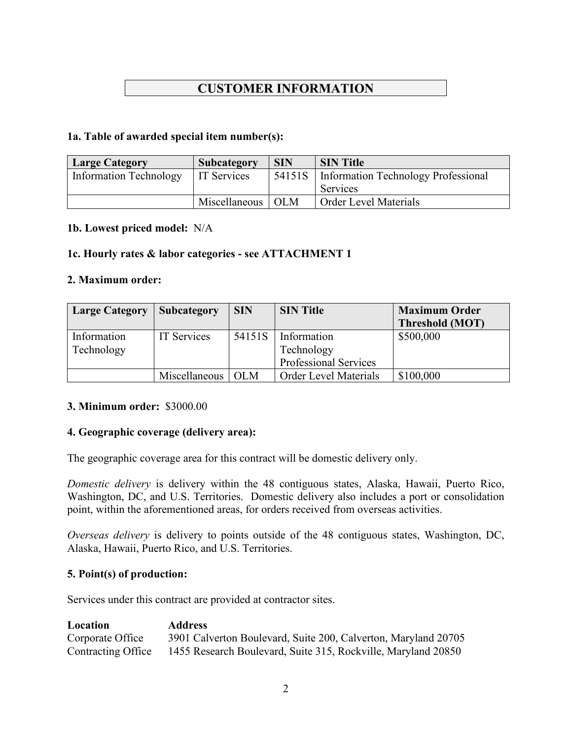# CUSTOMER INFORMATION

**1a. Table of awarded special item number(s):**

| Large Category | Subcategory | SIN | SIN Title |
|---|---|---|---|
| Information Technology | IT Services | 54151S | Information Technology Professional Services |
| | Miscellaneous | OLM | Order Level Materials |

**1b. Lowest priced model:** N/A

**1c. Hourly rates & labor categories - see ATTACHMENT 1**

**2. Maximum order:**

| Large Category | Subcategory | SIN | SIN Title | Maximum Order Threshold (MOT) |
|---|---|---|---|---|
| Information Technology | IT Services | 54151S | Information Technology Professional Services | $500,000 |
| | Miscellaneous | OLM | Order Level Materials | $100,000 |

**3. Minimum order:** $3000.00

**4. Geographic coverage (delivery area):**

The geographic coverage area for this contract will be domestic delivery only.

*Domestic delivery* is delivery within the 48 contiguous states, Alaska, Hawaii, Puerto Rico, Washington, DC, and U.S. Territories. Domestic delivery also includes a port or consolidation point, within the aforementioned areas, for orders received from overseas activities.

*Overseas delivery* is delivery to points outside of the 48 contiguous states, Washington, DC, Alaska, Hawaii, Puerto Rico, and U.S. Territories.

**5. Point(s) of production:**

Services under this contract are provided at contractor sites.

| Location | Address |
|---|---|
| Corporate Office | 3901 Calverton Boulevard, Suite 200, Calverton, Maryland 20705 |
| Contracting Office | 1455 Research Boulevard, Suite 315, Rockville, Maryland 20850 |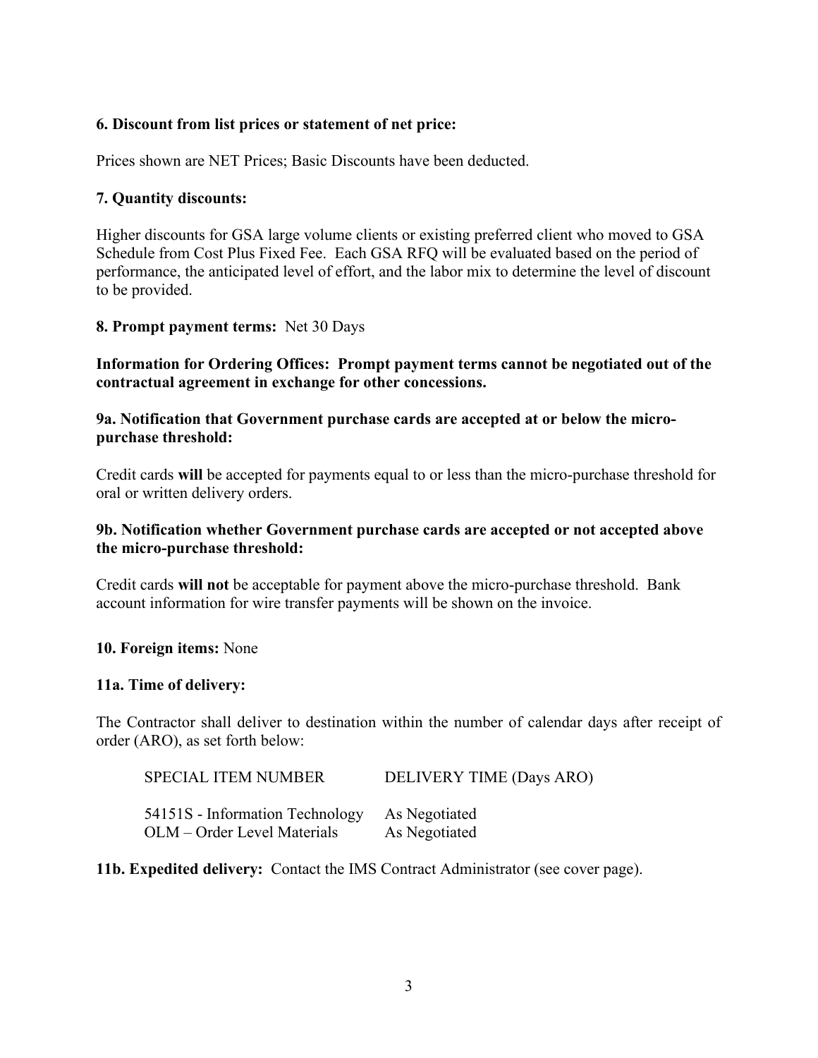**6. Discount from list prices or statement of net price:**

Prices shown are NET Prices; Basic Discounts have been deducted.

**7. Quantity discounts:**

Higher discounts for GSA large volume clients or existing preferred client who moved to GSA Schedule from Cost Plus Fixed Fee. Each GSA RFQ will be evaluated based on the period of performance, the anticipated level of effort, and the labor mix to determine the level of discount to be provided.

**8. Prompt payment terms:** Net 30 Days

**Information for Ordering Offices: Prompt payment terms cannot be negotiated out of the contractual agreement in exchange for other concessions.**

**9a. Notification that Government purchase cards are accepted at or below the micro-purchase threshold:**

Credit cards **will** be accepted for payments equal to or less than the micro-purchase threshold for oral or written delivery orders.

**9b. Notification whether Government purchase cards are accepted or not accepted above the micro-purchase threshold:**

Credit cards **will not** be acceptable for payment above the micro-purchase threshold. Bank account information for wire transfer payments will be shown on the invoice.

**10. Foreign items:** None

**11a. Time of delivery:**

The Contractor shall deliver to destination within the number of calendar days after receipt of order (ARO), as set forth below:

| SPECIAL ITEM NUMBER | DELIVERY TIME (Days ARO) |
|---|---|
| 54151S - Information Technology | As Negotiated |
| OLM – Order Level Materials | As Negotiated |

**11b. Expedited delivery:** Contact the IMS Contract Administrator (see cover page).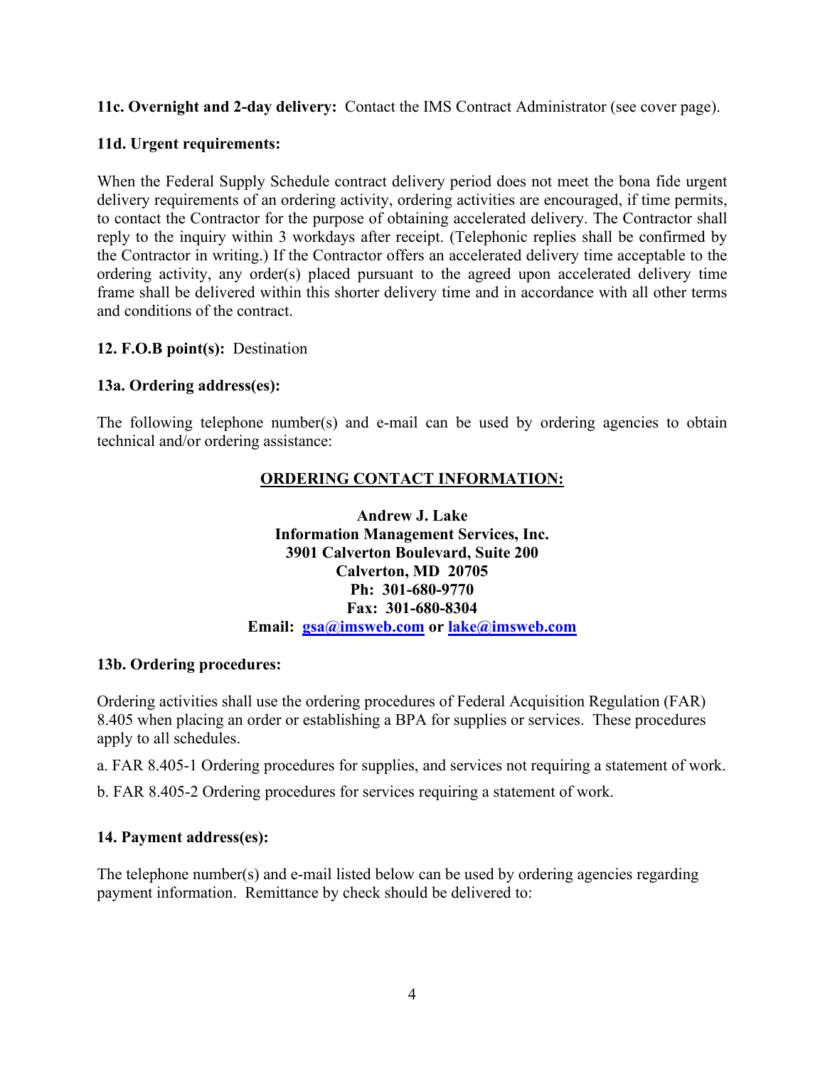**11c. Overnight and 2-day delivery:** Contact the IMS Contract Administrator (see cover page).

**11d. Urgent requirements:**

When the Federal Supply Schedule contract delivery period does not meet the bona fide urgent delivery requirements of an ordering activity, ordering activities are encouraged, if time permits, to contact the Contractor for the purpose of obtaining accelerated delivery. The Contractor shall reply to the inquiry within 3 workdays after receipt. (Telephonic replies shall be confirmed by the Contractor in writing.) If the Contractor offers an accelerated delivery time acceptable to the ordering activity, any order(s) placed pursuant to the agreed upon accelerated delivery time frame shall be delivered within this shorter delivery time and in accordance with all other terms and conditions of the contract.

**12. F.O.B point(s):** Destination

**13a. Ordering address(es):**

The following telephone number(s) and e-mail can be used by ordering agencies to obtain technical and/or ordering assistance:

**ORDERING CONTACT INFORMATION:**

**Andrew J. Lake**
**Information Management Services, Inc.**
**3901 Calverton Boulevard, Suite 200**
**Calverton, MD 20705**
**Ph: 301-680-9770**
**Fax: 301-680-8304**
**Email: gsa@imsweb.com or lake@imsweb.com**

**13b. Ordering procedures:**

Ordering activities shall use the ordering procedures of Federal Acquisition Regulation (FAR) 8.405 when placing an order or establishing a BPA for supplies or services. These procedures apply to all schedules.

a. FAR 8.405-1 Ordering procedures for supplies, and services not requiring a statement of work.

b. FAR 8.405-2 Ordering procedures for services requiring a statement of work.

**14. Payment address(es):**

The telephone number(s) and e-mail listed below can be used by ordering agencies regarding payment information. Remittance by check should be delivered to: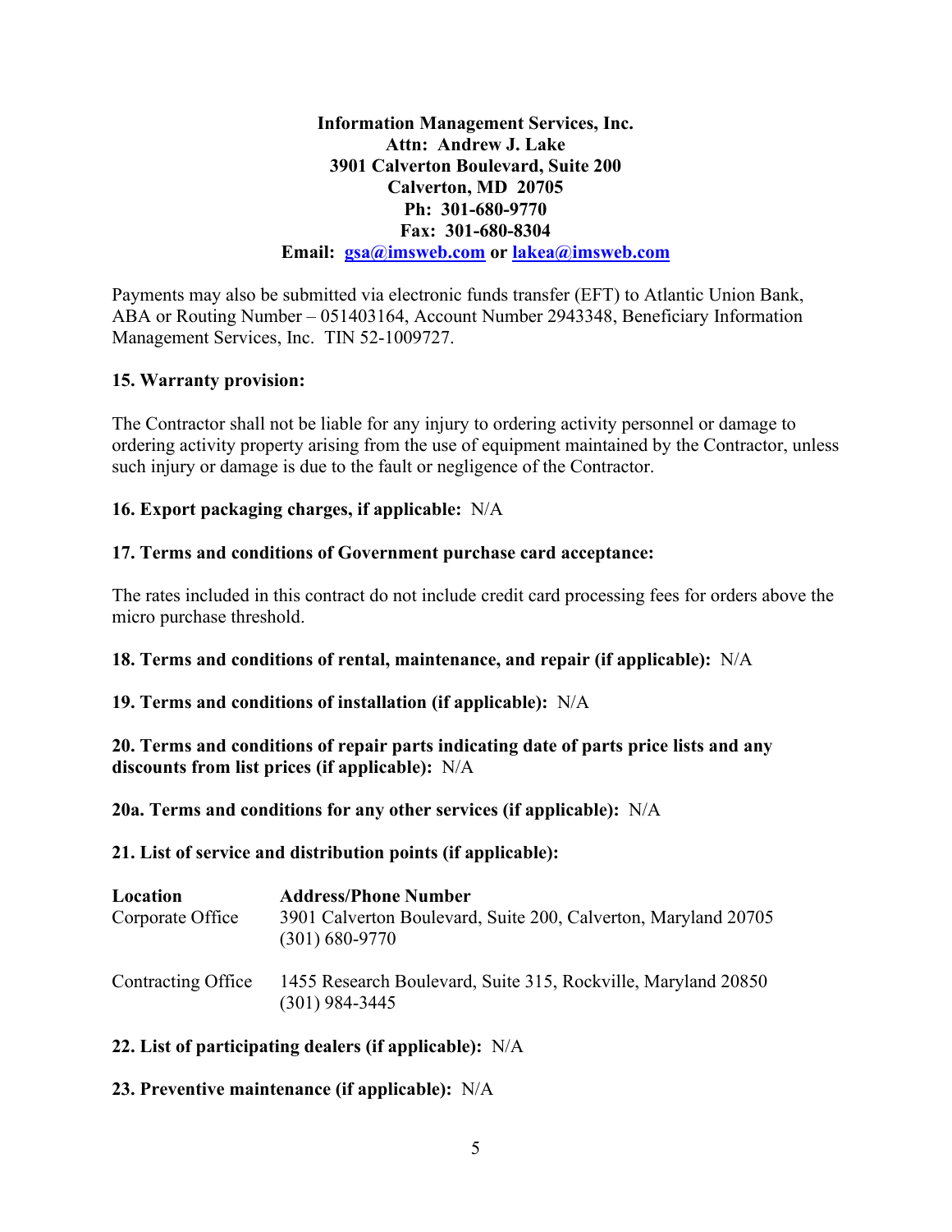**Information Management Services, Inc.**
**Attn: Andrew J. Lake**
**3901 Calverton Boulevard, Suite 200**
**Calverton, MD 20705**
**Ph: 301-680-9770**
**Fax: 301-680-8304**
**Email: [gsa@imsweb.com](mailto:gsa@imsweb.com) or [lakea@imsweb.com](mailto:lakea@imsweb.com)**

Payments may also be submitted via electronic funds transfer (EFT) to Atlantic Union Bank, ABA or Routing Number – 051403164, Account Number 2943348, Beneficiary Information Management Services, Inc. TIN 52-1009727.

**15. Warranty provision:**

The Contractor shall not be liable for any injury to ordering activity personnel or damage to ordering activity property arising from the use of equipment maintained by the Contractor, unless such injury or damage is due to the fault or negligence of the Contractor.

**16. Export packaging charges, if applicable:** N/A

**17. Terms and conditions of Government purchase card acceptance:**

The rates included in this contract do not include credit card processing fees for orders above the micro purchase threshold.

**18. Terms and conditions of rental, maintenance, and repair (if applicable):** N/A

**19. Terms and conditions of installation (if applicable):** N/A

**20. Terms and conditions of repair parts indicating date of parts price lists and any discounts from list prices (if applicable):** N/A

**20a. Terms and conditions for any other services (if applicable):** N/A

**21. List of service and distribution points (if applicable):**

| **Location** | **Address/Phone Number** |
| --- | --- |
| Corporate Office | 3901 Calverton Boulevard, Suite 200, Calverton, Maryland 20705 (301) 680-9770 |
| Contracting Office | 1455 Research Boulevard, Suite 315, Rockville, Maryland 20850 (301) 984-3445 |

**22. List of participating dealers (if applicable):** N/A

**23. Preventive maintenance (if applicable):** N/A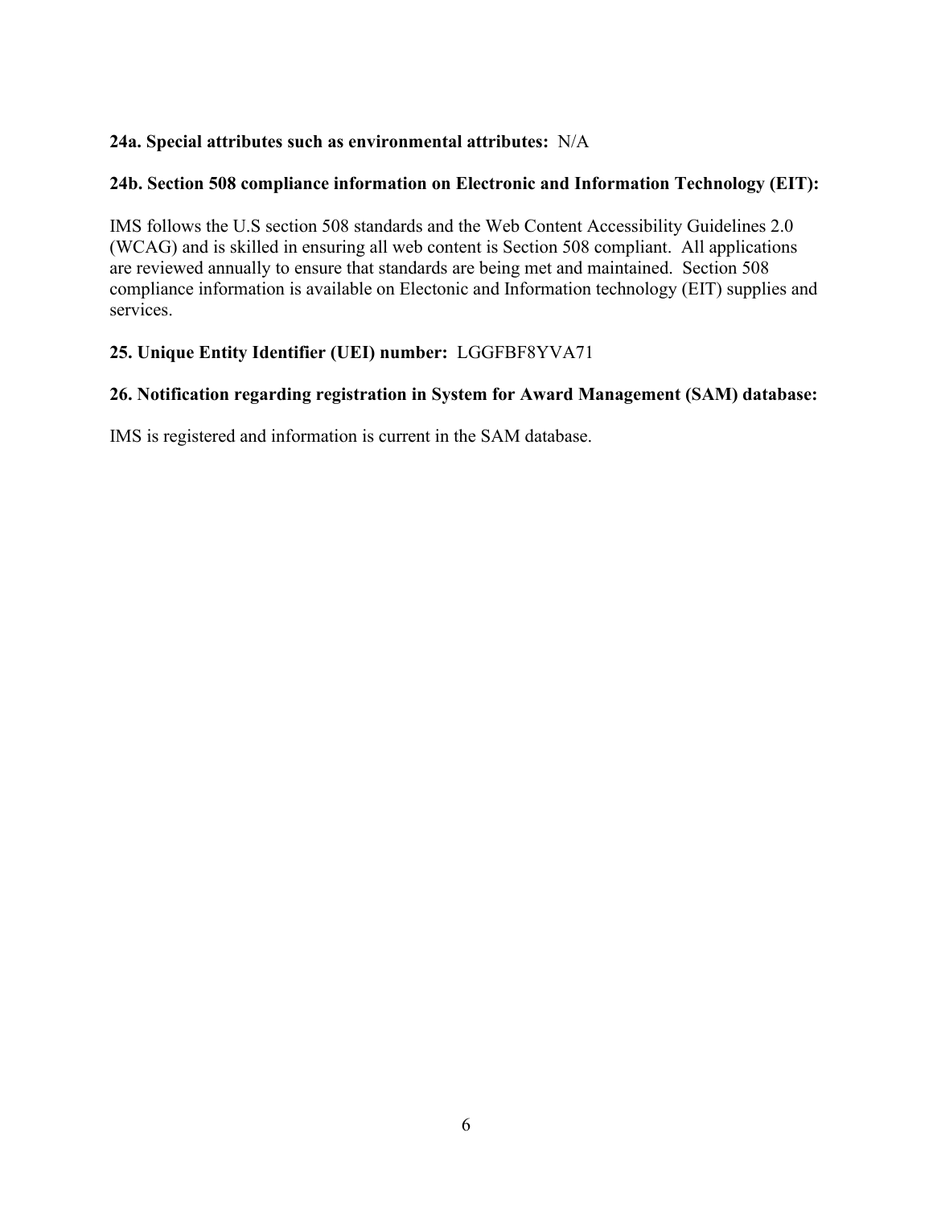**24a. Special attributes such as environmental attributes:** N/A

**24b. Section 508 compliance information on Electronic and Information Technology (EIT):**

IMS follows the U.S section 508 standards and the Web Content Accessibility Guidelines 2.0 (WCAG) and is skilled in ensuring all web content is Section 508 compliant. All applications are reviewed annually to ensure that standards are being met and maintained. Section 508 compliance information is available on Electonic and Information technology (EIT) supplies and services.

**25. Unique Entity Identifier (UEI) number:** LGGFBF8YVA71

**26. Notification regarding registration in System for Award Management (SAM) database:**

IMS is registered and information is current in the SAM database.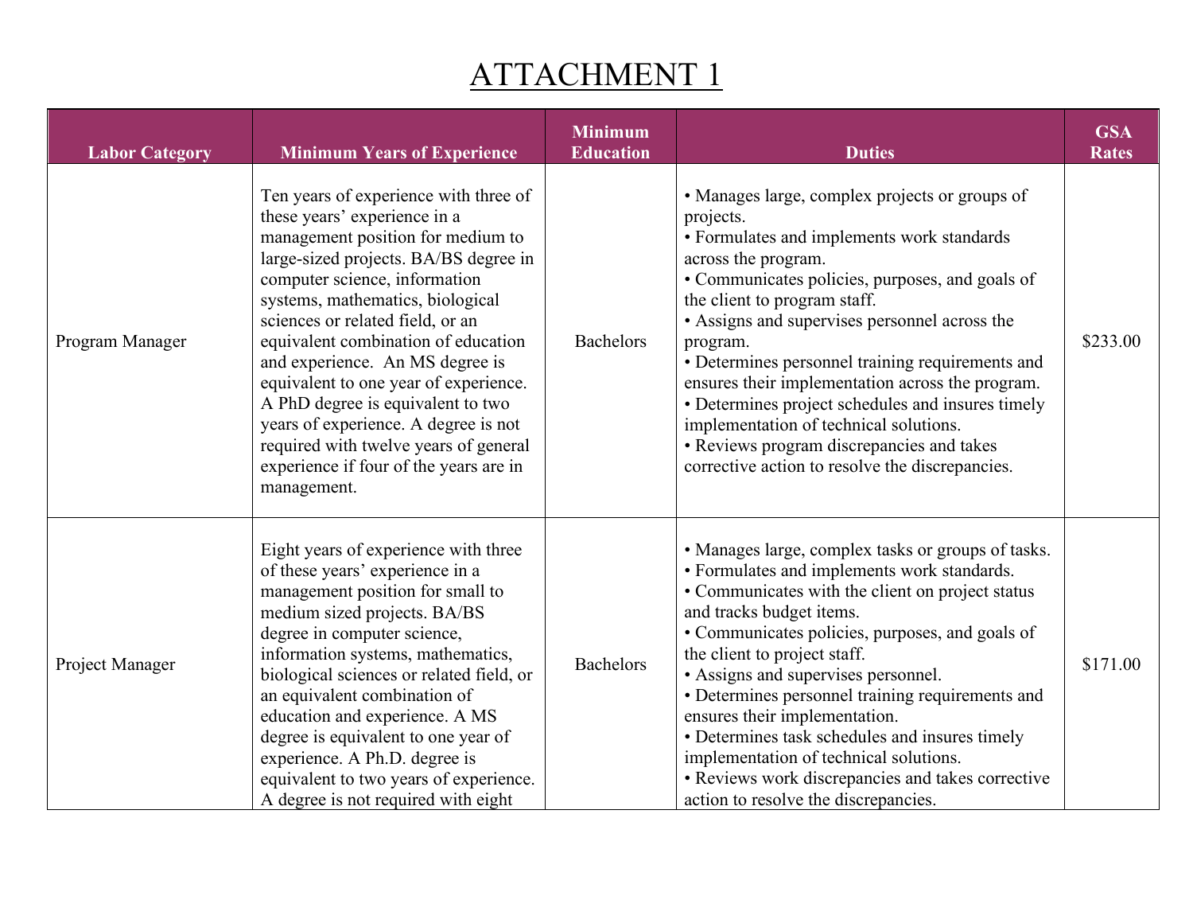# ATTACHMENT 1

| Labor Category | Minimum Years of Experience | Minimum Education | Duties | GSA Rates |
|---|---|---|---|---|
| Program Manager | Ten years of experience with three of these years' experience in a management position for medium to large-sized projects. BA/BS degree in computer science, information systems, mathematics, biological sciences or related field, or an equivalent combination of education and experience. An MS degree is equivalent to one year of experience. A PhD degree is equivalent to two years of experience. A degree is not required with twelve years of general experience if four of the years are in management. | Bachelors | • Manages large, complex projects or groups of projects.<br>• Formulates and implements work standards across the program.<br>• Communicates policies, purposes, and goals of the client to program staff.<br>• Assigns and supervises personnel across the program.<br>• Determines personnel training requirements and ensures their implementation across the program.<br>• Determines project schedules and insures timely implementation of technical solutions.<br>• Reviews program discrepancies and takes corrective action to resolve the discrepancies. | $233.00 |
| Project Manager | Eight years of experience with three of these years' experience in a management position for small to medium sized projects. BA/BS degree in computer science, information systems, mathematics, biological sciences or related field, or an equivalent combination of education and experience. A MS degree is equivalent to one year of experience. A Ph.D. degree is equivalent to two years of experience. A degree is not required with eight | Bachelors | • Manages large, complex tasks or groups of tasks.<br>• Formulates and implements work standards.<br>• Communicates with the client on project status and tracks budget items.<br>• Communicates policies, purposes, and goals of the client to project staff.<br>• Assigns and supervises personnel.<br>• Determines personnel training requirements and ensures their implementation.<br>• Determines task schedules and insures timely implementation of technical solutions.<br>• Reviews work discrepancies and takes corrective action to resolve the discrepancies. | $171.00 |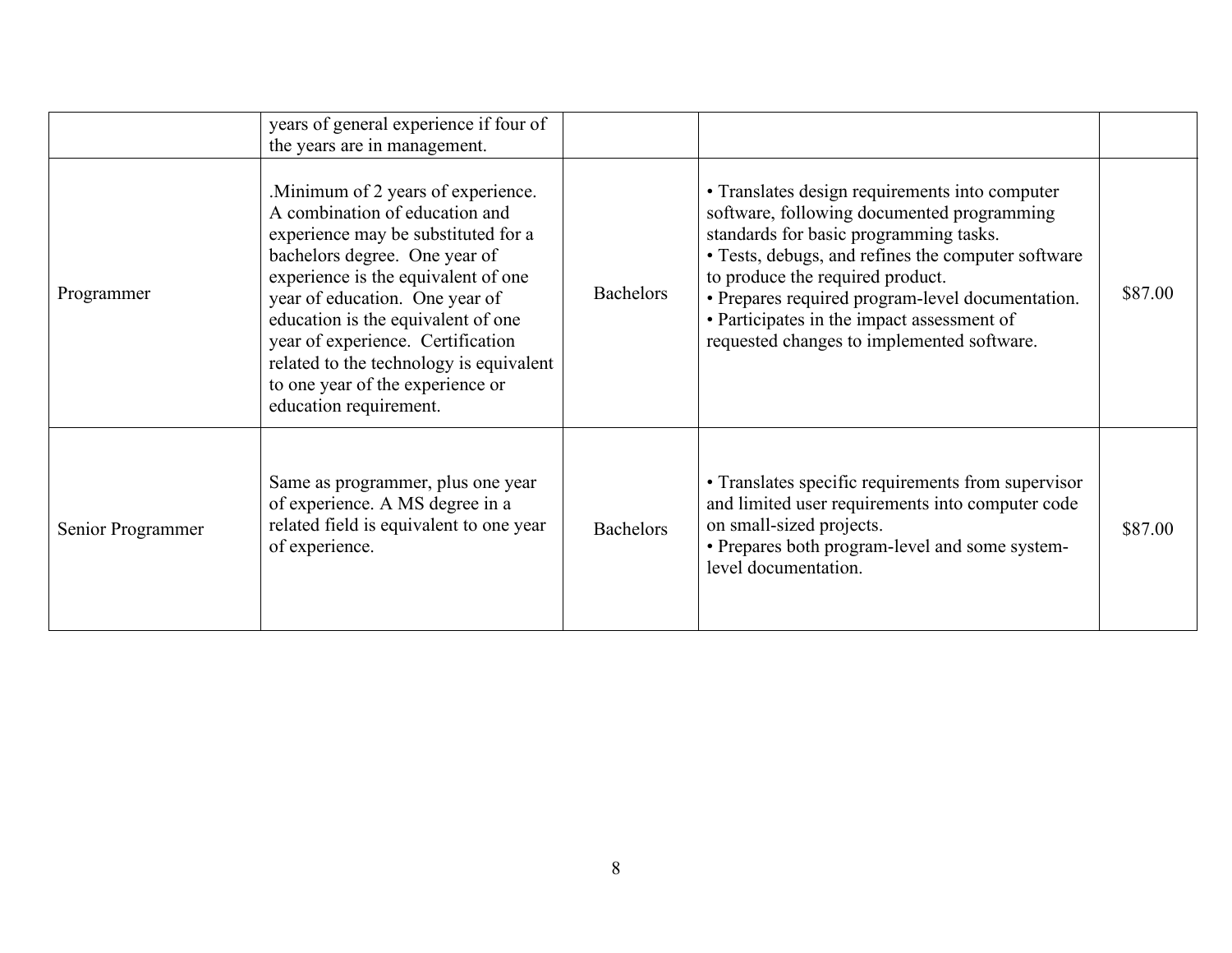| | | | | |
|---|---|---|---|---|
| | years of general experience if four of the years are in management. | | | |
| Programmer | .Minimum of 2 years of experience. A combination of education and experience may be substituted for a bachelors degree. One year of experience is the equivalent of one year of education. One year of education is the equivalent of one year of experience. Certification related to the technology is equivalent to one year of the experience or education requirement. | Bachelors | • Translates design requirements into computer software, following documented programming standards for basic programming tasks.<br>• Tests, debugs, and refines the computer software to produce the required product.<br>• Prepares required program-level documentation.<br>• Participates in the impact assessment of requested changes to implemented software. | $87.00 |
| Senior Programmer | Same as programmer, plus one year of experience. A MS degree in a related field is equivalent to one year of experience. | Bachelors | • Translates specific requirements from supervisor and limited user requirements into computer code on small-sized projects.<br>• Prepares both program-level and some system-level documentation. | $87.00 |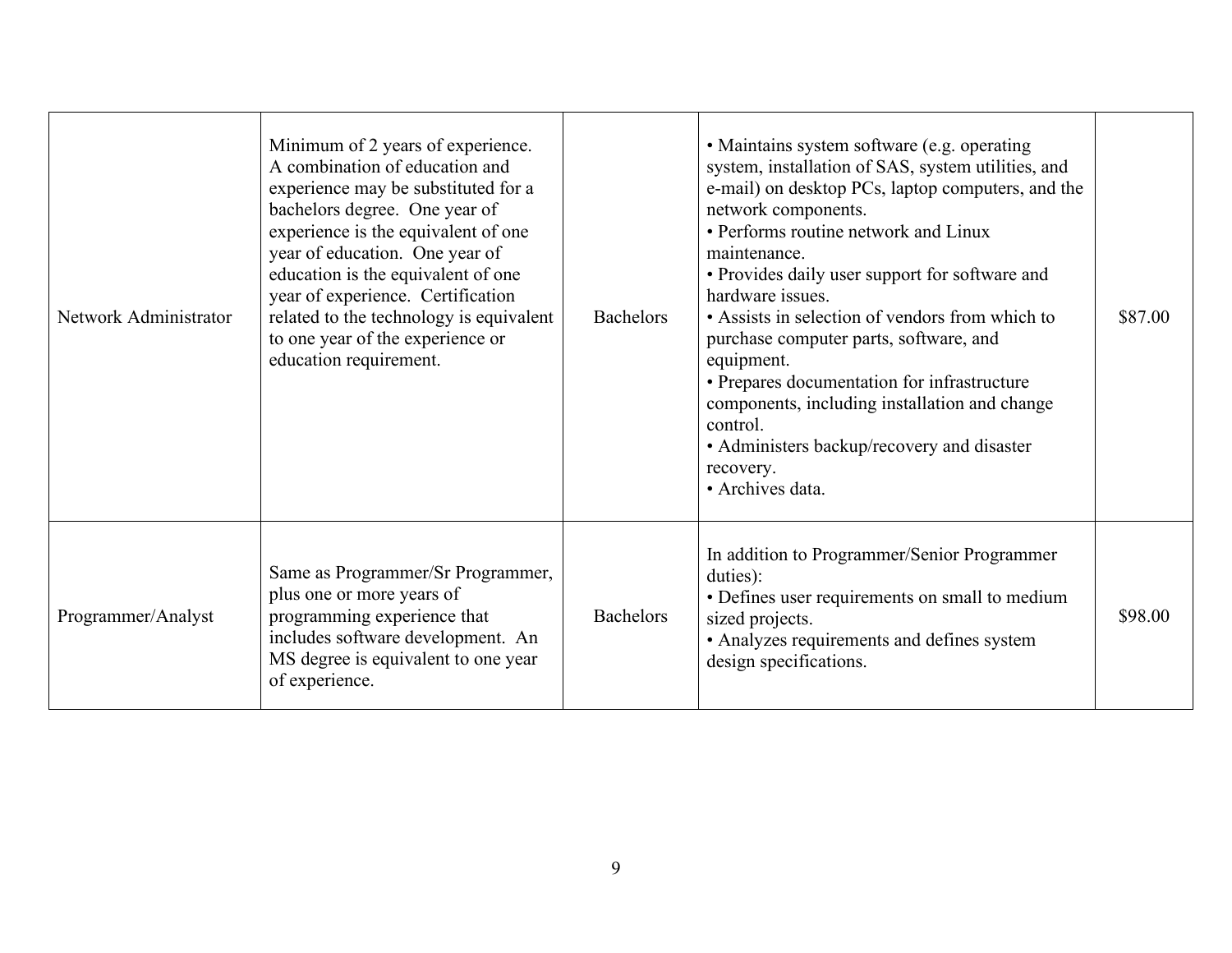| | | | | |
|---|---|---|---|---|
| Network Administrator | Minimum of 2 years of experience. A combination of education and experience may be substituted for a bachelors degree. One year of experience is the equivalent of one year of education. One year of education is the equivalent of one year of experience. Certification related to the technology is equivalent to one year of the experience or education requirement. | Bachelors | • Maintains system software (e.g. operating system, installation of SAS, system utilities, and e-mail) on desktop PCs, laptop computers, and the network components.<br>• Performs routine network and Linux maintenance.<br>• Provides daily user support for software and hardware issues.<br>• Assists in selection of vendors from which to purchase computer parts, software, and equipment.<br>• Prepares documentation for infrastructure components, including installation and change control.<br>• Administers backup/recovery and disaster recovery.<br>• Archives data. | $87.00 |
| Programmer/Analyst | Same as Programmer/Sr Programmer, plus one or more years of programming experience that includes software development. An MS degree is equivalent to one year of experience. | Bachelors | In addition to Programmer/Senior Programmer duties):<br>• Defines user requirements on small to medium sized projects.<br>• Analyzes requirements and defines system design specifications. | $98.00 |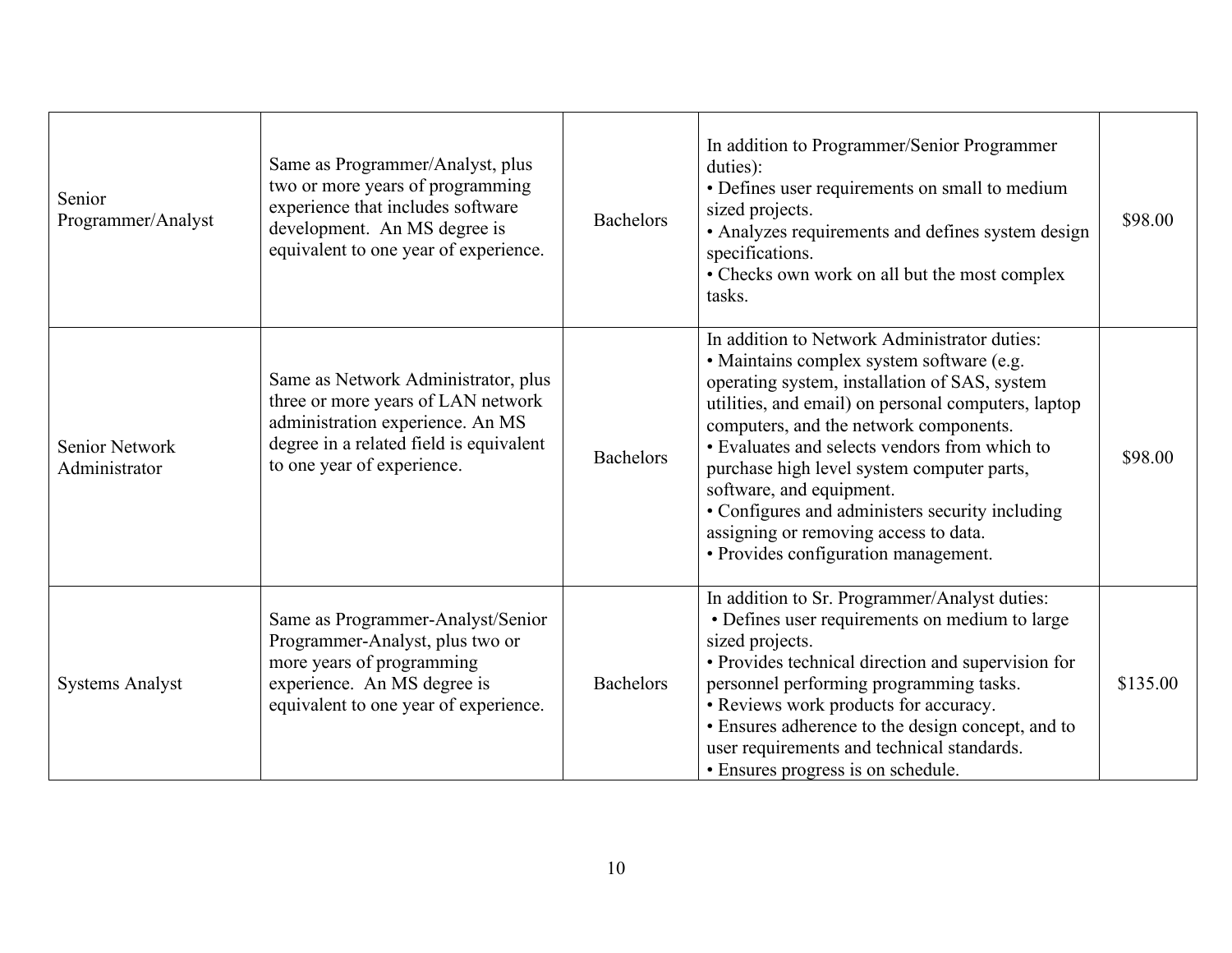| | | | | |
|---|---|---|---|---|
| Senior Programmer/Analyst | Same as Programmer/Analyst, plus two or more years of programming experience that includes software development. An MS degree is equivalent to one year of experience. | Bachelors | In addition to Programmer/Senior Programmer duties):<br>• Defines user requirements on small to medium sized projects.<br>• Analyzes requirements and defines system design specifications.<br>• Checks own work on all but the most complex tasks. | $98.00 |
| Senior Network Administrator | Same as Network Administrator, plus three or more years of LAN network administration experience. An MS degree in a related field is equivalent to one year of experience. | Bachelors | In addition to Network Administrator duties:<br>• Maintains complex system software (e.g. operating system, installation of SAS, system utilities, and email) on personal computers, laptop computers, and the network components.<br>• Evaluates and selects vendors from which to purchase high level system computer parts, software, and equipment.<br>• Configures and administers security including assigning or removing access to data.<br>• Provides configuration management. | $98.00 |
| Systems Analyst | Same as Programmer-Analyst/Senior Programmer-Analyst, plus two or more years of programming experience. An MS degree is equivalent to one year of experience. | Bachelors | In addition to Sr. Programmer/Analyst duties:<br>• Defines user requirements on medium to large sized projects.<br>• Provides technical direction and supervision for personnel performing programming tasks.<br>• Reviews work products for accuracy.<br>• Ensures adherence to the design concept, and to user requirements and technical standards.<br>• Ensures progress is on schedule. | $135.00 |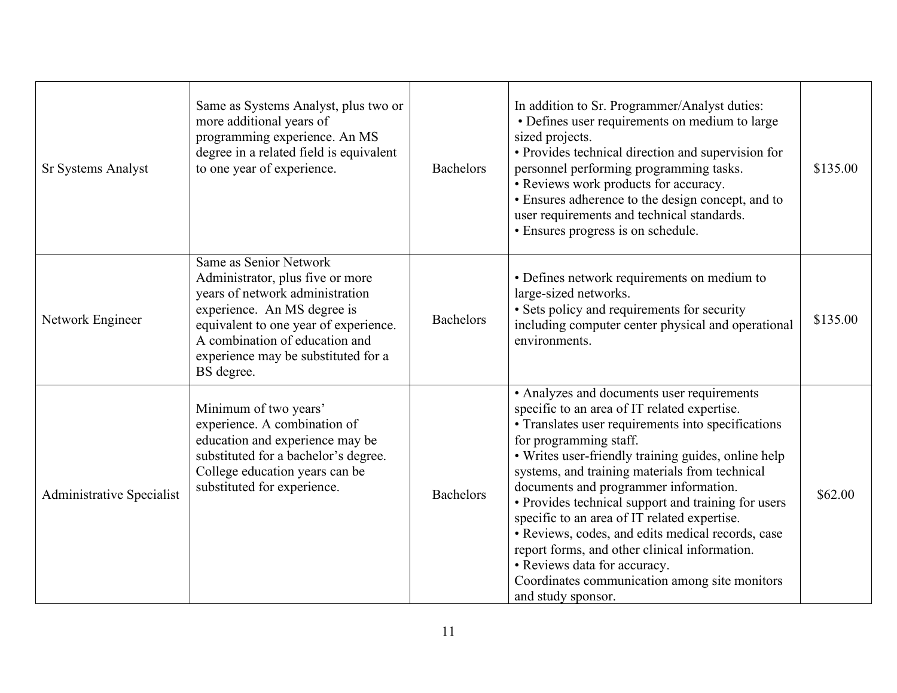| | | | | |
|---|---|---|---|---|
| Sr Systems Analyst | Same as Systems Analyst, plus two or more additional years of programming experience. An MS degree in a related field is equivalent to one year of experience. | Bachelors | In addition to Sr. Programmer/Analyst duties:<br>• Defines user requirements on medium to large sized projects.<br>• Provides technical direction and supervision for personnel performing programming tasks.<br>• Reviews work products for accuracy.<br>• Ensures adherence to the design concept, and to user requirements and technical standards.<br>• Ensures progress is on schedule. | $135.00 |
| Network Engineer | Same as Senior Network Administrator, plus five or more years of network administration experience. An MS degree is equivalent to one year of experience. A combination of education and experience may be substituted for a BS degree. | Bachelors | • Defines network requirements on medium to large-sized networks.<br>• Sets policy and requirements for security including computer center physical and operational environments. | $135.00 |
| Administrative Specialist | Minimum of two years' experience. A combination of education and experience may be substituted for a bachelor's degree. College education years can be substituted for experience. | Bachelors | • Analyzes and documents user requirements specific to an area of IT related expertise.<br>• Translates user requirements into specifications for programming staff.<br>• Writes user-friendly training guides, online help systems, and training materials from technical documents and programmer information.<br>• Provides technical support and training for users specific to an area of IT related expertise.<br>• Reviews, codes, and edits medical records, case report forms, and other clinical information.<br>• Reviews data for accuracy.<br>Coordinates communication among site monitors and study sponsor. | $62.00 |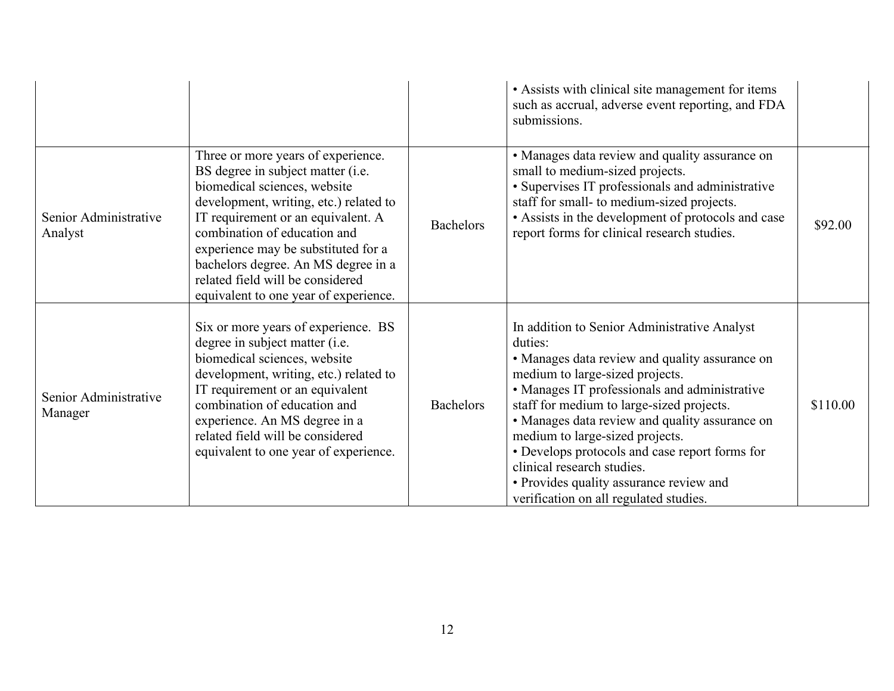| | | | | |
|---|---|---|---|---|
| | | | • Assists with clinical site management for items such as accrual, adverse event reporting, and FDA submissions. | |
| Senior Administrative Analyst | Three or more years of experience. BS degree in subject matter (i.e. biomedical sciences, website development, writing, etc.) related to IT requirement or an equivalent. A combination of education and experience may be substituted for a bachelors degree. An MS degree in a related field will be considered equivalent to one year of experience. | Bachelors | • Manages data review and quality assurance on small to medium-sized projects.<br>• Supervises IT professionals and administrative staff for small- to medium-sized projects.<br>• Assists in the development of protocols and case report forms for clinical research studies. | $92.00 |
| Senior Administrative Manager | Six or more years of experience. BS degree in subject matter (i.e. biomedical sciences, website development, writing, etc.) related to IT requirement or an equivalent combination of education and experience. An MS degree in a related field will be considered equivalent to one year of experience. | Bachelors | In addition to Senior Administrative Analyst duties:<br>• Manages data review and quality assurance on medium to large-sized projects.<br>• Manages IT professionals and administrative staff for medium to large-sized projects.<br>• Manages data review and quality assurance on medium to large-sized projects.<br>• Develops protocols and case report forms for clinical research studies.<br>• Provides quality assurance review and verification on all regulated studies. | $110.00 |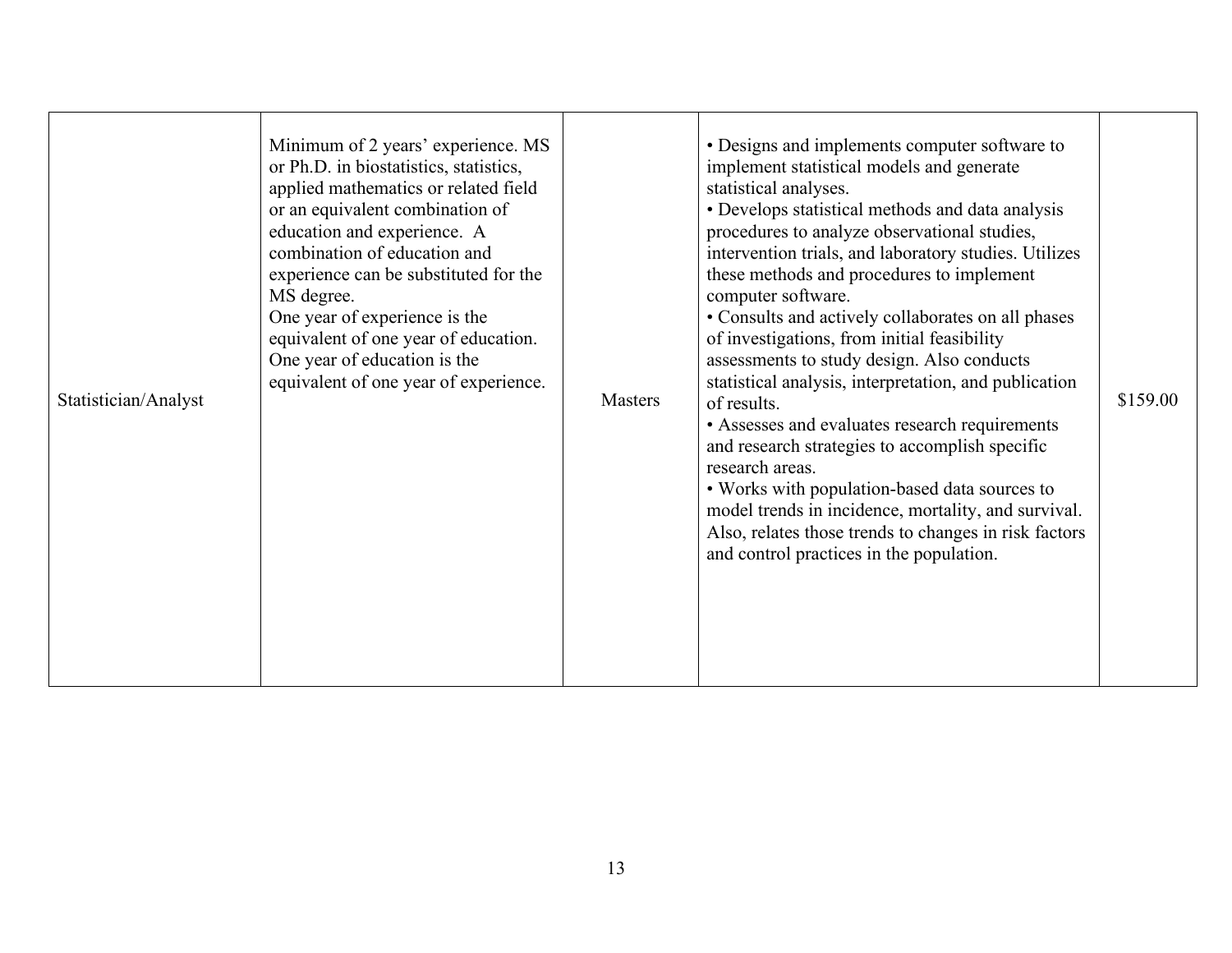| Statistician/Analyst | Minimum of 2 years' experience. MS or Ph.D. in biostatistics, statistics, applied mathematics or related field or an equivalent combination of education and experience. A combination of education and experience can be substituted for the MS degree.<br>One year of experience is the equivalent of one year of education. One year of education is the equivalent of one year of experience. | Masters | • Designs and implements computer software to implement statistical models and generate statistical analyses.<br>• Develops statistical methods and data analysis procedures to analyze observational studies, intervention trials, and laboratory studies. Utilizes these methods and procedures to implement computer software.<br>• Consults and actively collaborates on all phases of investigations, from initial feasibility assessments to study design. Also conducts statistical analysis, interpretation, and publication of results.<br>• Assesses and evaluates research requirements and research strategies to accomplish specific research areas.<br>• Works with population-based data sources to model trends in incidence, mortality, and survival. Also, relates those trends to changes in risk factors and control practices in the population. | $159.00 |
|---|---|---|---|---|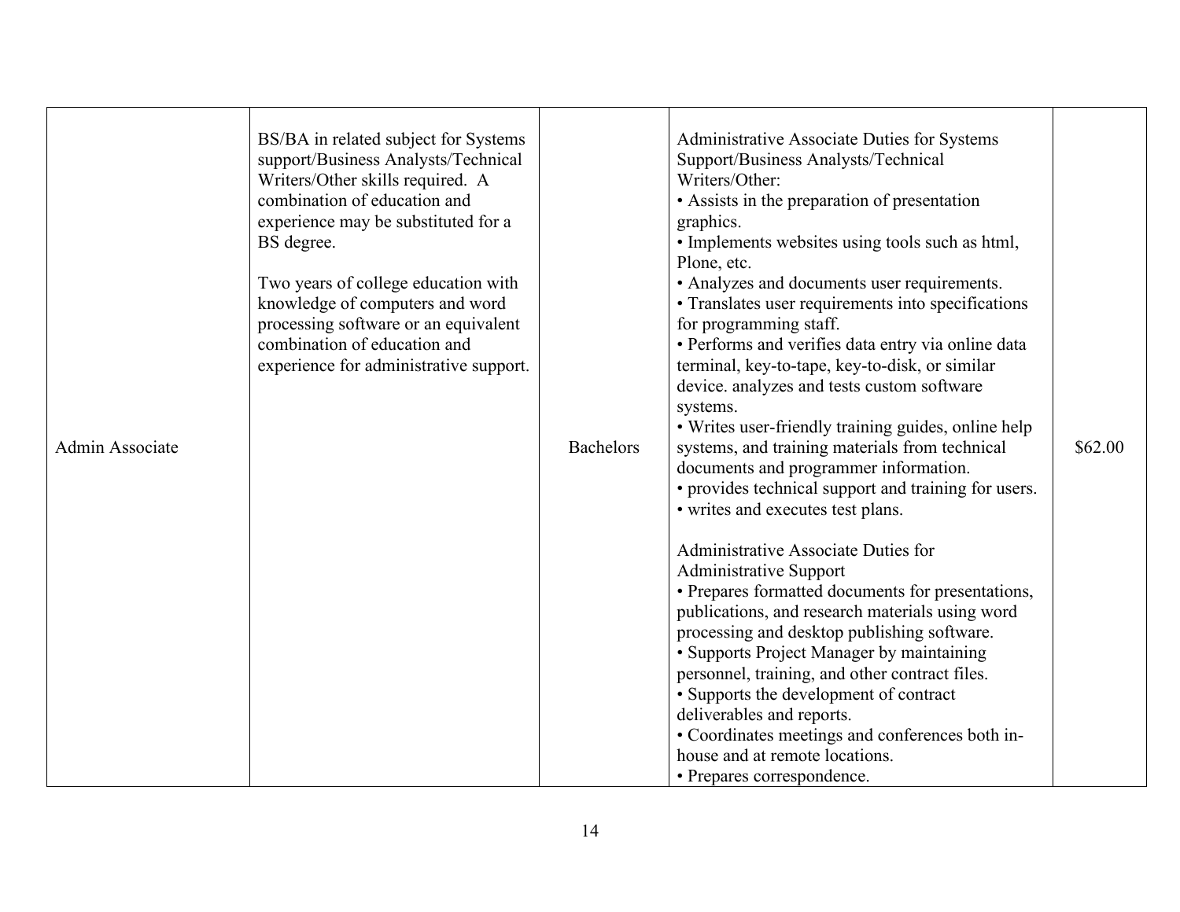| Admin Associate | BS/BA in related subject for Systems support/Business Analysts/Technical Writers/Other skills required. A combination of education and experience may be substituted for a BS degree.<br><br>Two years of college education with knowledge of computers and word processing software or an equivalent combination of education and experience for administrative support. | Bachelors | Administrative Associate Duties for Systems Support/Business Analysts/Technical Writers/Other:<br>• Assists in the preparation of presentation graphics.<br>• Implements websites using tools such as html, Plone, etc.<br>• Analyzes and documents user requirements.<br>• Translates user requirements into specifications for programming staff.<br>• Performs and verifies data entry via online data terminal, key-to-tape, key-to-disk, or similar device. analyzes and tests custom software systems.<br>• Writes user-friendly training guides, online help systems, and training materials from technical documents and programmer information.<br>• provides technical support and training for users.<br>• writes and executes test plans.<br><br>Administrative Associate Duties for Administrative Support<br>• Prepares formatted documents for presentations, publications, and research materials using word processing and desktop publishing software.<br>• Supports Project Manager by maintaining personnel, training, and other contract files.<br>• Supports the development of contract deliverables and reports.<br>• Coordinates meetings and conferences both in-house and at remote locations.<br>• Prepares correspondence. | $62.00 |
|---|---|---|---|---|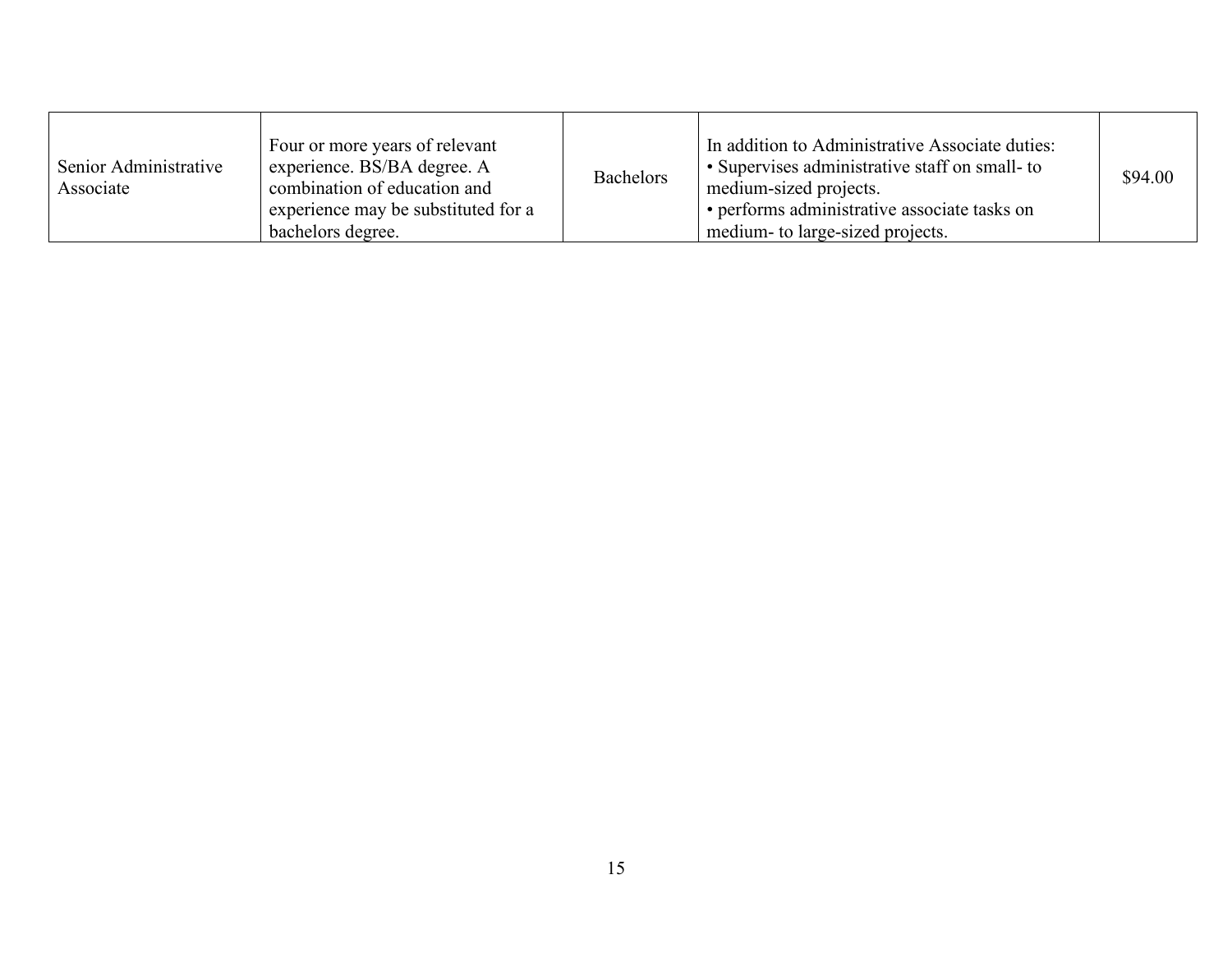| | | | | |
|---|---|---|---|---|
| Senior Administrative Associate | Four or more years of relevant experience. BS/BA degree. A combination of education and experience may be substituted for a bachelors degree. | Bachelors | In addition to Administrative Associate duties:<br>• Supervises administrative staff on small- to medium-sized projects.<br>• performs administrative associate tasks on medium- to large-sized projects. | $94.00 |